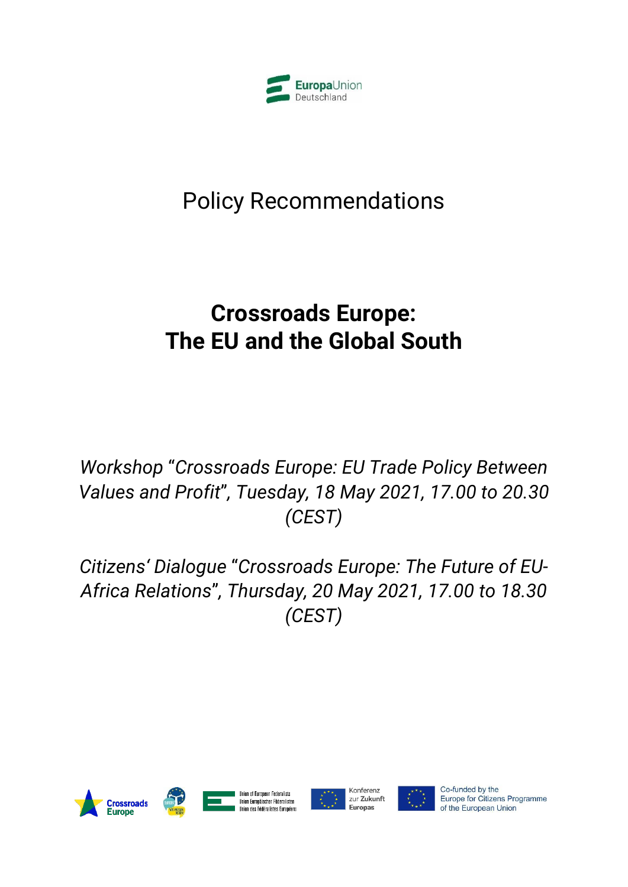EuropaUnion Deutschland

Policy Recommendations

# Crossroads Europe: The EU and the Global South

*Workshop "Crossroads Europe: EU Trade Policy Between Values and Profit", Tuesday, 18 May 2021, 17.00 to 20.30 (CEST)*

*Citizens' Dialogue "Crossroads Europe: The Future of EU-Africa Relations", Thursday, 20 May 2021, 17.00 to 18.30 (CEST)*

Crossroads Europe

Union of European Federalists
Union Europäischer Föderalisten
Union des Fédéralistes Européens

Konferenz zur Zukunft Europas

Co-funded by the Europe for Citizens Programme of the European Union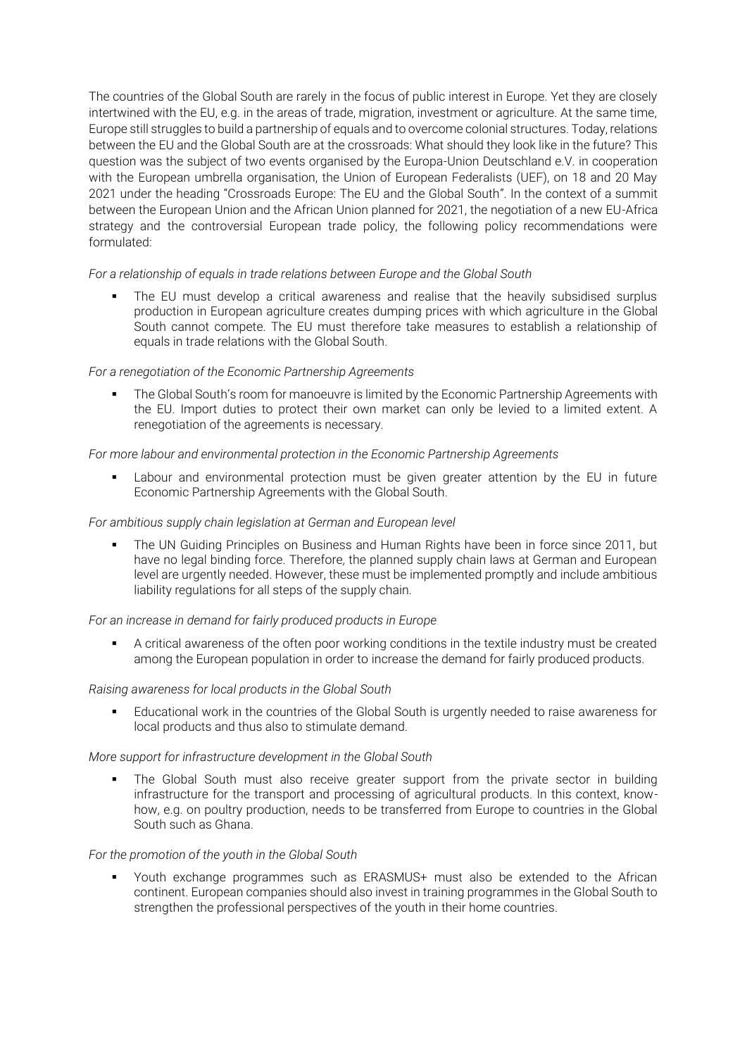The countries of the Global South are rarely in the focus of public interest in Europe. Yet they are closely intertwined with the EU, e.g. in the areas of trade, migration, investment or agriculture. At the same time, Europe still struggles to build a partnership of equals and to overcome colonial structures. Today, relations between the EU and the Global South are at the crossroads: What should they look like in the future? This question was the subject of two events organised by the Europa-Union Deutschland e.V. in cooperation with the European umbrella organisation, the Union of European Federalists (UEF), on 18 and 20 May 2021 under the heading "Crossroads Europe: The EU and the Global South". In the context of a summit between the European Union and the African Union planned for 2021, the negotiation of a new EU-Africa strategy and the controversial European trade policy, the following policy recommendations were formulated:

*For a relationship of equals in trade relations between Europe and the Global South*

- The EU must develop a critical awareness and realise that the heavily subsidised surplus production in European agriculture creates dumping prices with which agriculture in the Global South cannot compete. The EU must therefore take measures to establish a relationship of equals in trade relations with the Global South.

*For a renegotiation of the Economic Partnership Agreements*

- The Global South's room for manoeuvre is limited by the Economic Partnership Agreements with the EU. Import duties to protect their own market can only be levied to a limited extent. A renegotiation of the agreements is necessary.

*For more labour and environmental protection in the Economic Partnership Agreements*

- Labour and environmental protection must be given greater attention by the EU in future Economic Partnership Agreements with the Global South.

*For ambitious supply chain legislation at German and European level*

- The UN Guiding Principles on Business and Human Rights have been in force since 2011, but have no legal binding force. Therefore, the planned supply chain laws at German and European level are urgently needed. However, these must be implemented promptly and include ambitious liability regulations for all steps of the supply chain.

*For an increase in demand for fairly produced products in Europe*

- A critical awareness of the often poor working conditions in the textile industry must be created among the European population in order to increase the demand for fairly produced products.

*Raising awareness for local products in the Global South*

- Educational work in the countries of the Global South is urgently needed to raise awareness for local products and thus also to stimulate demand.

*More support for infrastructure development in the Global South*

- The Global South must also receive greater support from the private sector in building infrastructure for the transport and processing of agricultural products. In this context, know-how, e.g. on poultry production, needs to be transferred from Europe to countries in the Global South such as Ghana.

*For the promotion of the youth in the Global South*

- Youth exchange programmes such as ERASMUS+ must also be extended to the African continent. European companies should also invest in training programmes in the Global South to strengthen the professional perspectives of the youth in their home countries.